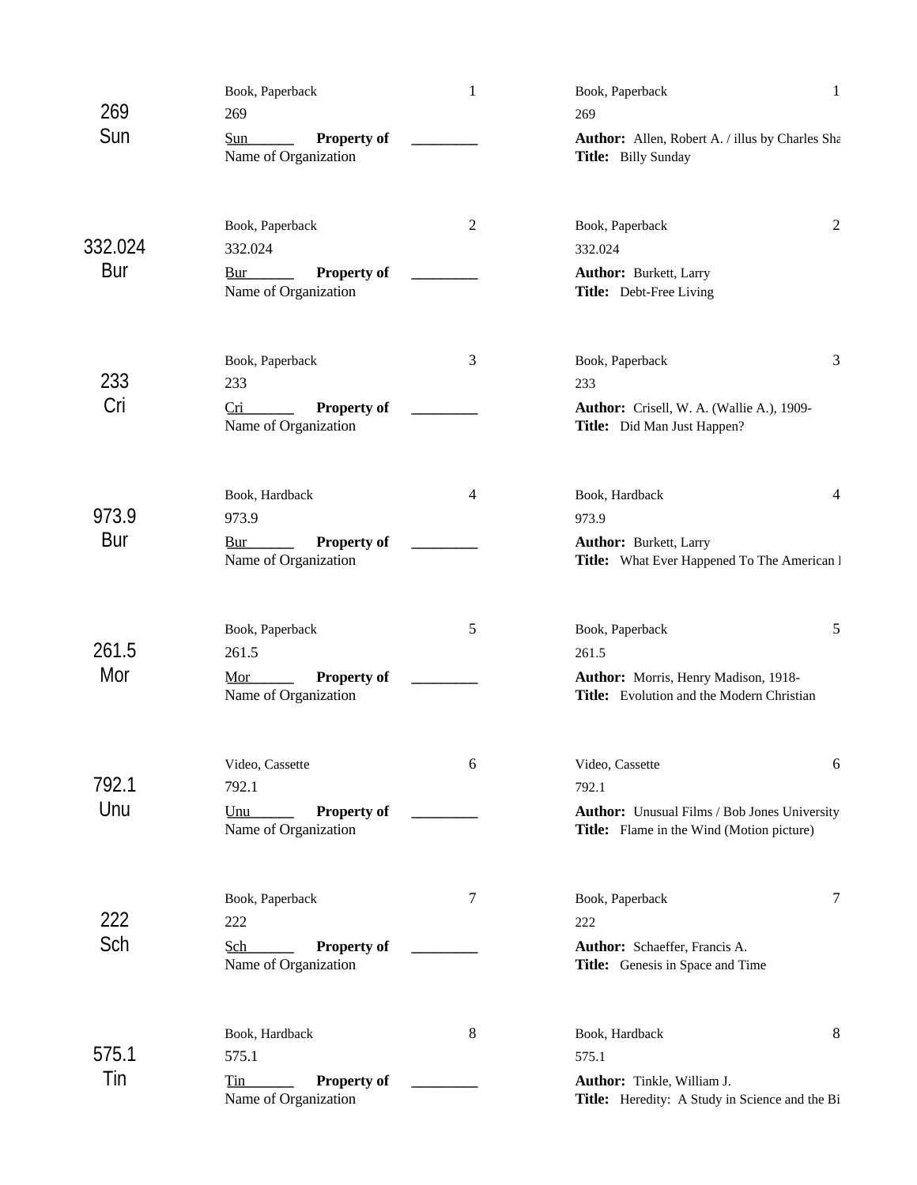| Spine Label | Property Label | | | Card | |
|---|---|---|---|---|---|
| 269<br>Sun | Book, Paperback<br>269<br>Sun______ **Property of** ________<br>Name of Organization | 1 | | Book, Paperback<br>269<br>**Author:** Allen, Robert A. / illus by Charles Sha<br>**Title:** Billy Sunday | 1 |
| 332.024<br>Bur | Book, Paperback<br>332.024<br>Bur______ **Property of** ________<br>Name of Organization | 2 | | Book, Paperback<br>332.024<br>**Author:** Burkett, Larry<br>**Title:** Debt-Free Living | 2 |
| 233<br>Cri | Book, Paperback<br>233<br>Cri______ **Property of** ________<br>Name of Organization | 3 | | Book, Paperback<br>233<br>**Author:** Crisell, W. A. (Wallie A.), 1909-<br>**Title:** Did Man Just Happen? | 3 |
| 973.9<br>Bur | Book, Hardback<br>973.9<br>Bur______ **Property of** ________<br>Name of Organization | 4 | | Book, Hardback<br>973.9<br>**Author:** Burkett, Larry<br>**Title:** What Ever Happened To The American I | 4 |
| 261.5<br>Mor | Book, Paperback<br>261.5<br>Mor______ **Property of** ________<br>Name of Organization | 5 | | Book, Paperback<br>261.5<br>**Author:** Morris, Henry Madison, 1918-<br>**Title:** Evolution and the Modern Christian | 5 |
| 792.1<br>Unu | Video, Cassette<br>792.1<br>Unu______ **Property of** ________<br>Name of Organization | 6 | | Video, Cassette<br>792.1<br>**Author:** Unusual Films / Bob Jones University<br>**Title:** Flame in the Wind (Motion picture) | 6 |
| 222<br>Sch | Book, Paperback<br>222<br>Sch______ **Property of** ________<br>Name of Organization | 7 | | Book, Paperback<br>222<br>**Author:** Schaeffer, Francis A.<br>**Title:** Genesis in Space and Time | 7 |
| 575.1<br>Tin | Book, Hardback<br>575.1<br>Tin______ **Property of** ________<br>Name of Organization | 8 | | Book, Hardback<br>575.1<br>**Author:** Tinkle, William J.<br>**Title:** Heredity: A Study in Science and the Bi | 8 |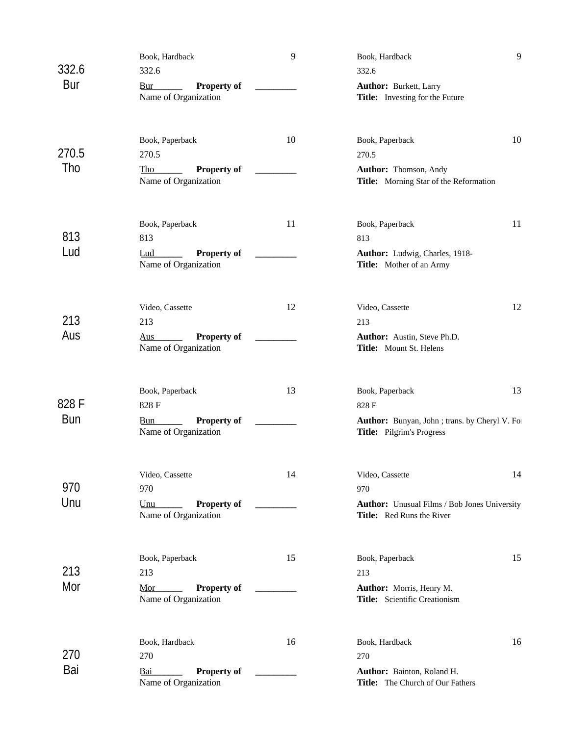| Call No. | Label | # | Catalog Card | # |
|---|---|---|---|---|
| 332.6 Bur | Book, Hardback<br>332.6<br>Bur______ **Property of** ________<br>Name of Organization | 9 | Book, Hardback<br>332.6<br>**Author:** Burkett, Larry<br>**Title:** Investing for the Future | 9 |
| 270.5 Tho | Book, Paperback<br>270.5<br>Tho______ **Property of** ________<br>Name of Organization | 10 | Book, Paperback<br>270.5<br>**Author:** Thomson, Andy<br>**Title:** Morning Star of the Reformation | 10 |
| 813 Lud | Book, Paperback<br>813<br>Lud______ **Property of** ________<br>Name of Organization | 11 | Book, Paperback<br>813<br>**Author:** Ludwig, Charles, 1918-<br>**Title:** Mother of an Army | 11 |
| 213 Aus | Video, Cassette<br>213<br>Aus______ **Property of** ________<br>Name of Organization | 12 | Video, Cassette<br>213<br>**Author:** Austin, Steve Ph.D.<br>**Title:** Mount St. Helens | 12 |
| 828 F Bun | Book, Paperback<br>828 F<br>Bun______ **Property of** ________<br>Name of Organization | 13 | Book, Paperback<br>828 F<br>**Author:** Bunyan, John ; trans. by Cheryl V. Fo<br>**Title:** Pilgrim's Progress | 13 |
| 970 Unu | Video, Cassette<br>970<br>Unu______ **Property of** ________<br>Name of Organization | 14 | Video, Cassette<br>970<br>**Author:** Unusual Films / Bob Jones University<br>**Title:** Red Runs the River | 14 |
| 213 Mor | Book, Paperback<br>213<br>Mor______ **Property of** ________<br>Name of Organization | 15 | Book, Paperback<br>213<br>**Author:** Morris, Henry M.<br>**Title:** Scientific Creationism | 15 |
| 270 Bai | Book, Hardback<br>270<br>Bai______ **Property of** ________<br>Name of Organization | 16 | Book, Hardback<br>270<br>**Author:** Bainton, Roland H.<br>**Title:** The Church of Our Fathers | 16 |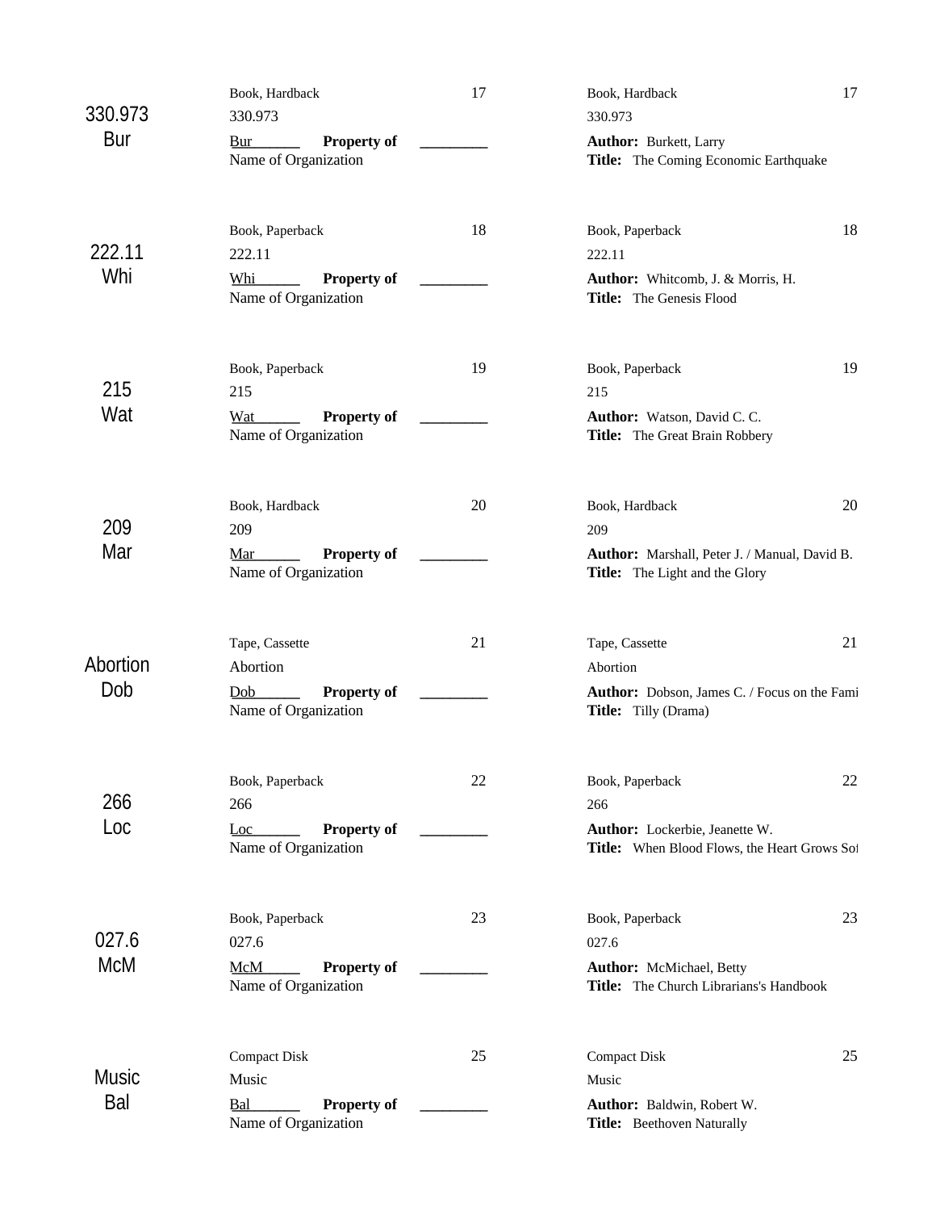| | | | | |
|---|---|---|---|---|
| 330.973<br>Bur | Book, Hardback<br>330.973<br>Bur______ **Property of**<br>Name of Organization | 17 | Book, Hardback<br>330.973<br>**Author:** Burkett, Larry<br>**Title:** The Coming Economic Earthquake | 17 |
| 222.11<br>Whi | Book, Paperback<br>222.11<br>Whi______ **Property of**<br>Name of Organization | 18 | Book, Paperback<br>222.11<br>**Author:** Whitcomb, J. & Morris, H.<br>**Title:** The Genesis Flood | 18 |
| 215<br>Wat | Book, Paperback<br>215<br>Wat______ **Property of**<br>Name of Organization | 19 | Book, Paperback<br>215<br>**Author:** Watson, David C. C.<br>**Title:** The Great Brain Robbery | 19 |
| 209<br>Mar | Book, Hardback<br>209<br>Mar______ **Property of**<br>Name of Organization | 20 | Book, Hardback<br>209<br>**Author:** Marshall, Peter J. / Manual, David B.<br>**Title:** The Light and the Glory | 20 |
| Abortion<br>Dob | Tape, Cassette<br>Abortion<br>Dob______ **Property of**<br>Name of Organization | 21 | Tape, Cassette<br>Abortion<br>**Author:** Dobson, James C. / Focus on the Fami<br>**Title:** Tilly (Drama) | 21 |
| 266<br>Loc | Book, Paperback<br>266<br>Loc______ **Property of**<br>Name of Organization | 22 | Book, Paperback<br>266<br>**Author:** Lockerbie, Jeanette W.<br>**Title:** When Blood Flows, the Heart Grows Sof | 22 |
| 027.6<br>McM | Book, Paperback<br>027.6<br>McM______ **Property of**<br>Name of Organization | 23 | Book, Paperback<br>027.6<br>**Author:** McMichael, Betty<br>**Title:** The Church Librarians's Handbook | 23 |
| Music<br>Bal | Compact Disk<br>Music<br>Bal______ **Property of**<br>Name of Organization | 25 | Compact Disk<br>Music<br>**Author:** Baldwin, Robert W.<br>**Title:** Beethoven Naturally | 25 |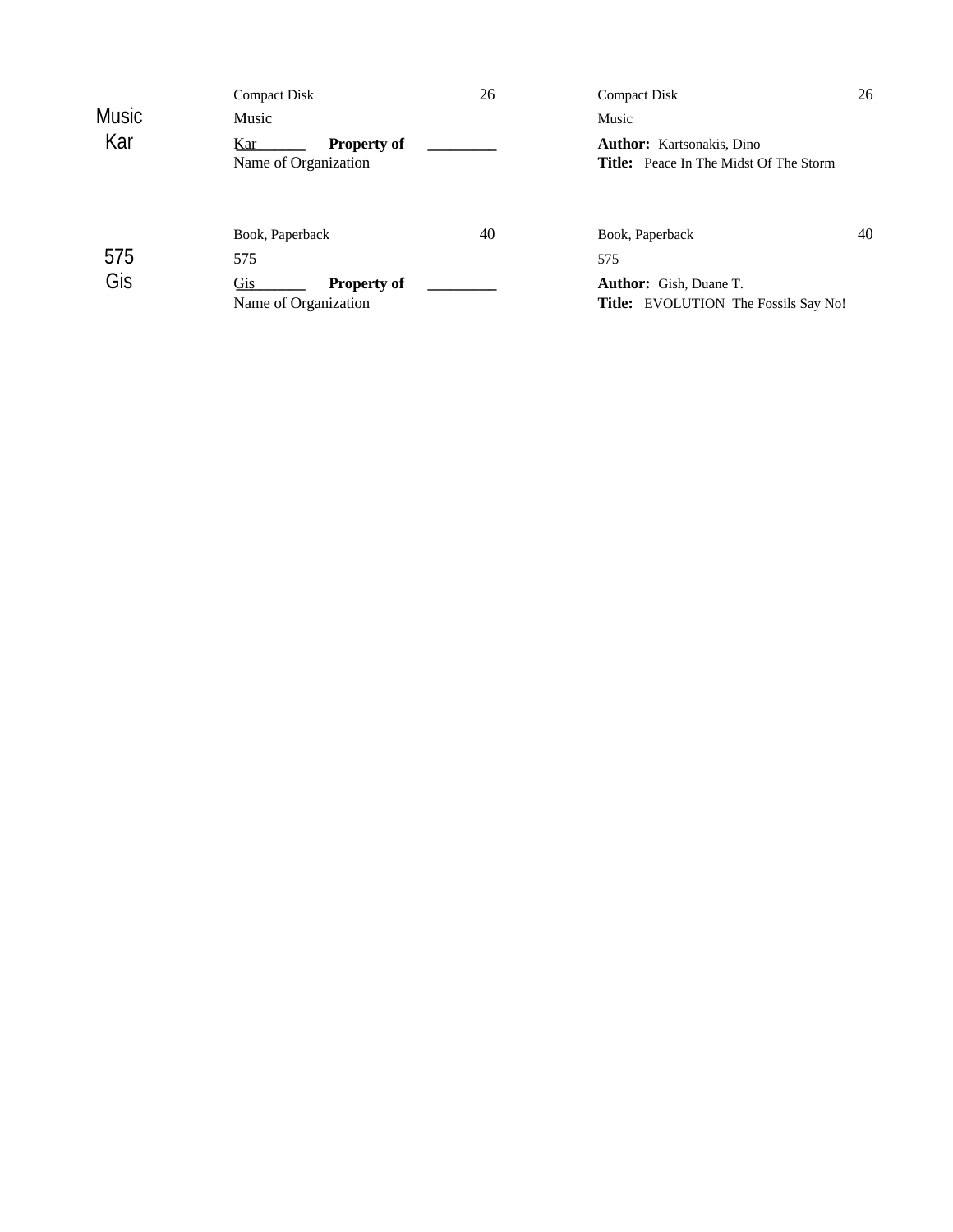Music
Kar

Compact Disk 26
Music
Kar______ **Property of** ________
Name of Organization

Compact Disk 26
Music
**Author:** Kartsonakis, Dino
**Title:** Peace In The Midst Of The Storm

575
Gis

Book, Paperback 40
575
Gis______ **Property of** ________
Name of Organization

Book, Paperback 40
575
**Author:** Gish, Duane T.
**Title:** EVOLUTION The Fossils Say No!